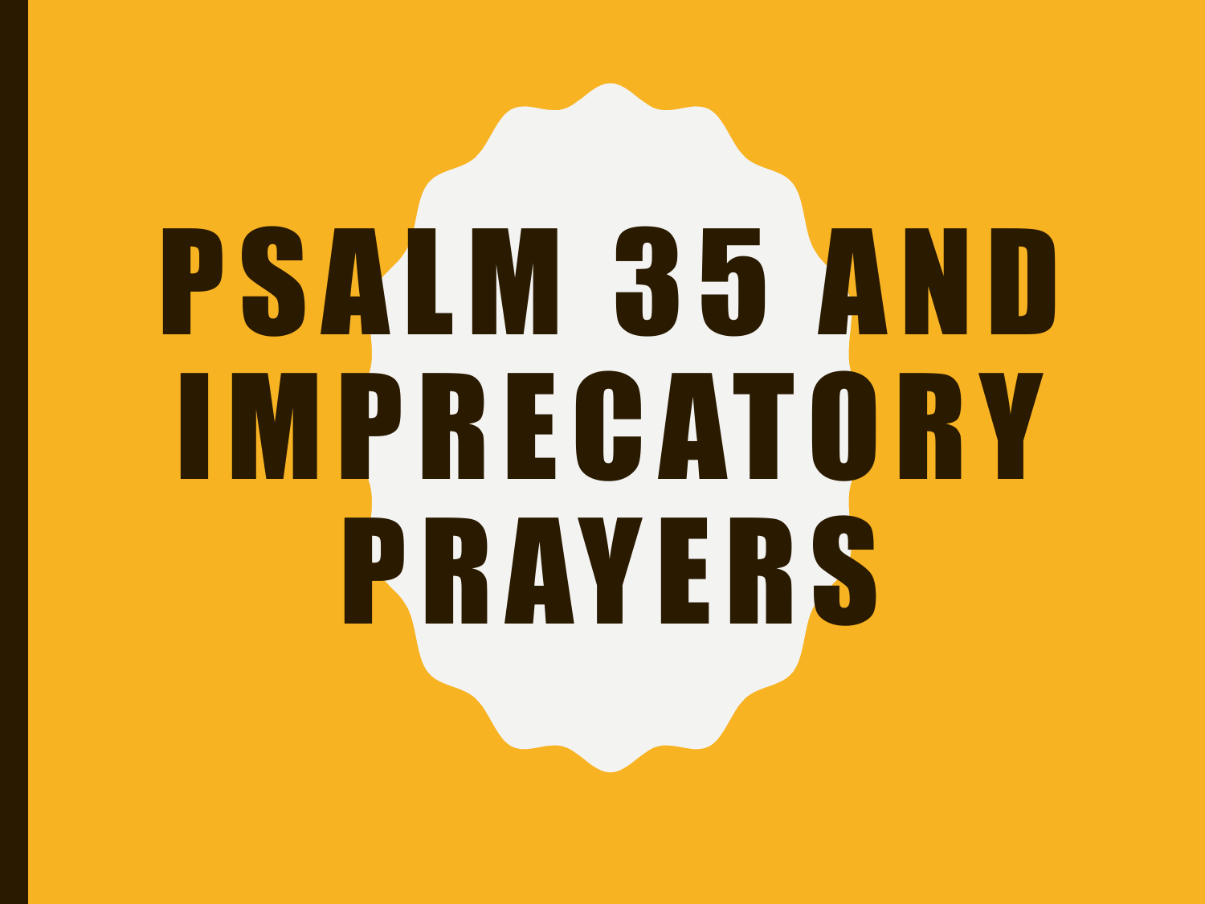# PSALM 35 AND IMPRECATORY PRAYERS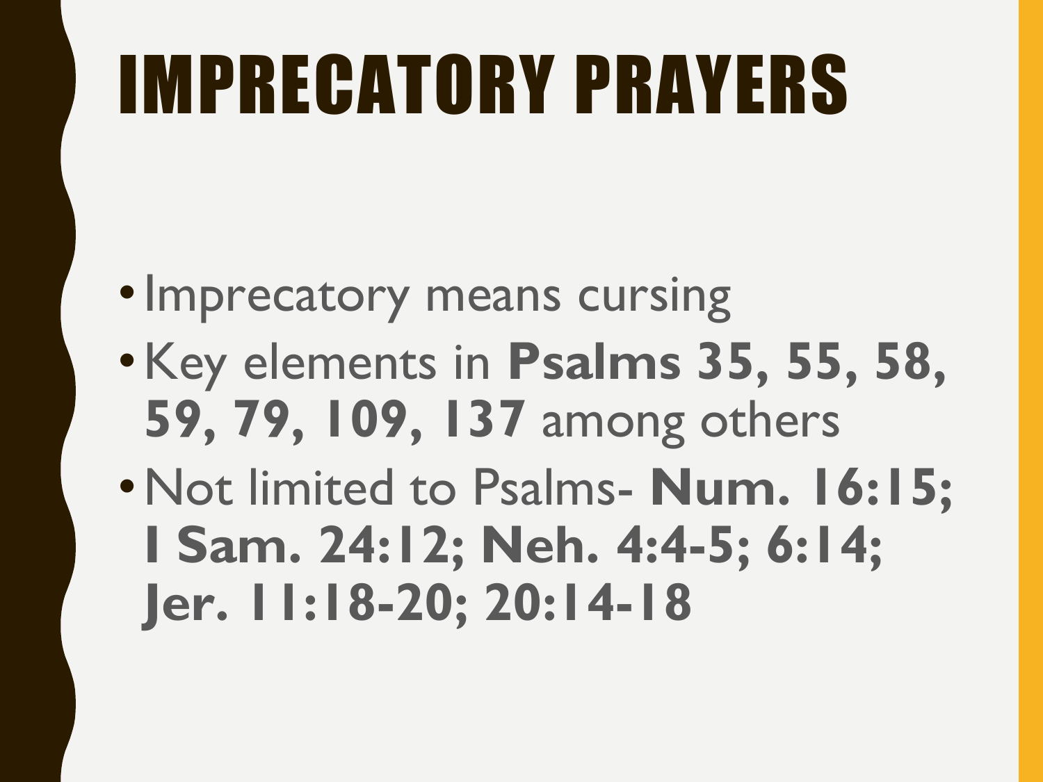# IMPRECATORY PRAYERS

- Imprecatory means cursing
- Key elements in **Psalms 35, 55, 58, 59, 79, 109, 137** among others
- Not limited to Psalms- **Num. 16:15; I Sam. 24:12; Neh. 4:4-5; 6:14; Jer. 11:18-20; 20:14-18**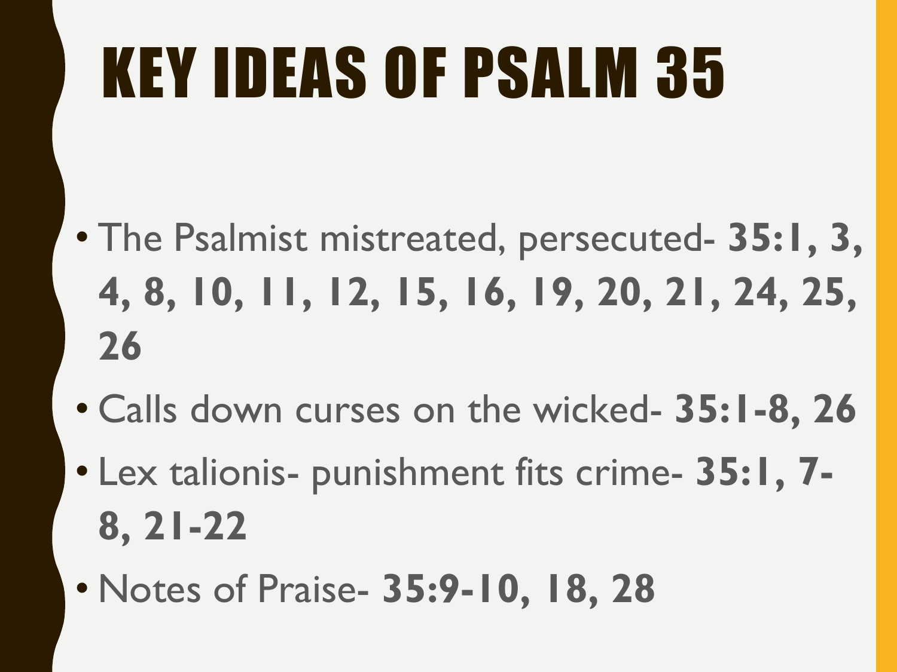# KEY IDEAS OF PSALM 35

- The Psalmist mistreated, persecuted- **35:1, 3, 4, 8, 10, 11, 12, 15, 16, 19, 20, 21, 24, 25, 26**
- Calls down curses on the wicked- **35:1-8, 26**
- Lex talionis- punishment fits crime- **35:1, 7-8, 21-22**
- Notes of Praise- **35:9-10, 18, 28**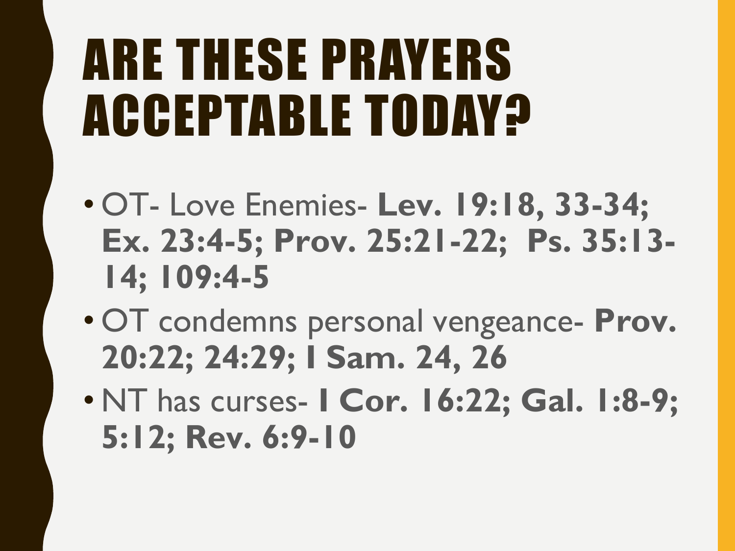# ARE THESE PRAYERS ACCEPTABLE TODAY?

- OT- Love Enemies- **Lev. 19:18, 33-34; Ex. 23:4-5; Prov. 25:21-22; Ps. 35:13-14; 109:4-5**
- OT condemns personal vengeance- **Prov. 20:22; 24:29; I Sam. 24, 26**
- NT has curses- **I Cor. 16:22; Gal. 1:8-9; 5:12; Rev. 6:9-10**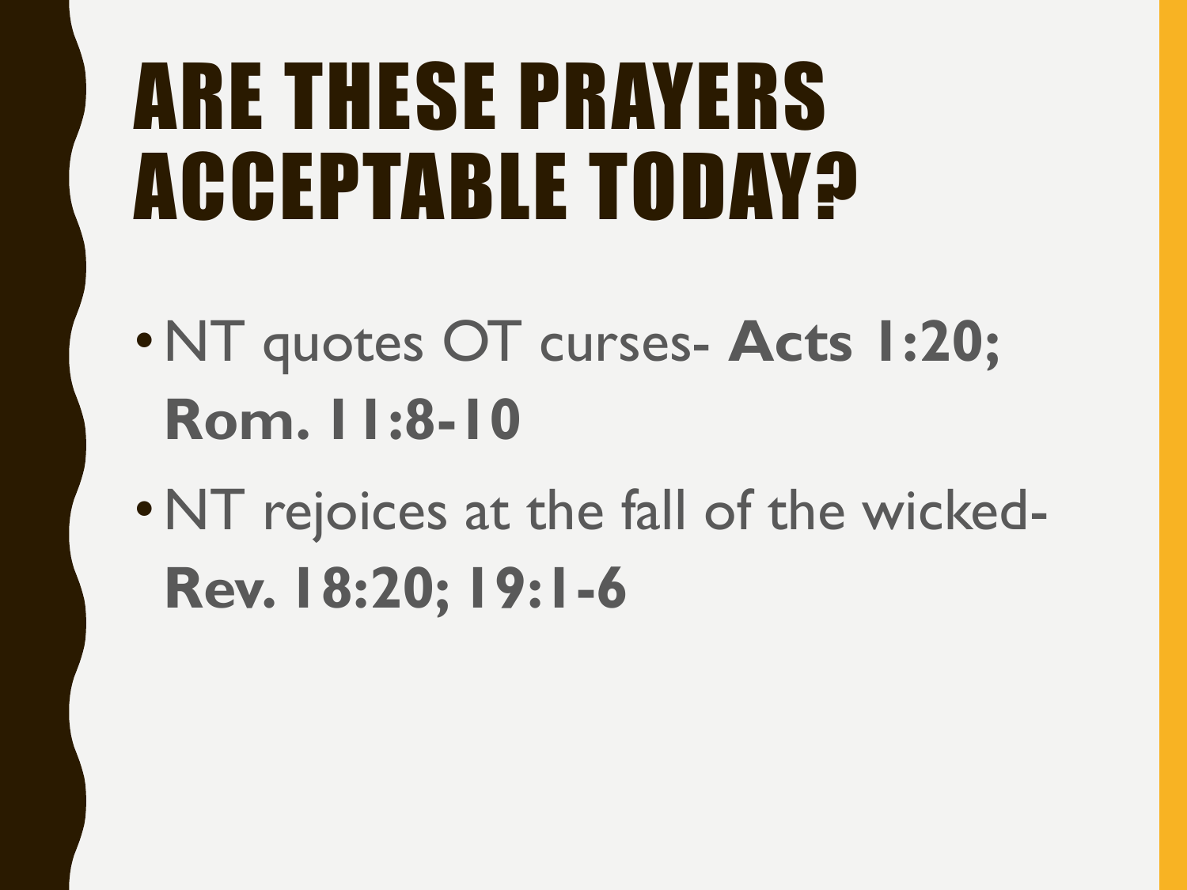# ARE THESE PRAYERS ACCEPTABLE TODAY?

- NT quotes OT curses- **Acts 1:20; Rom. 11:8-10**
- NT rejoices at the fall of the wicked- **Rev. 18:20; 19:1-6**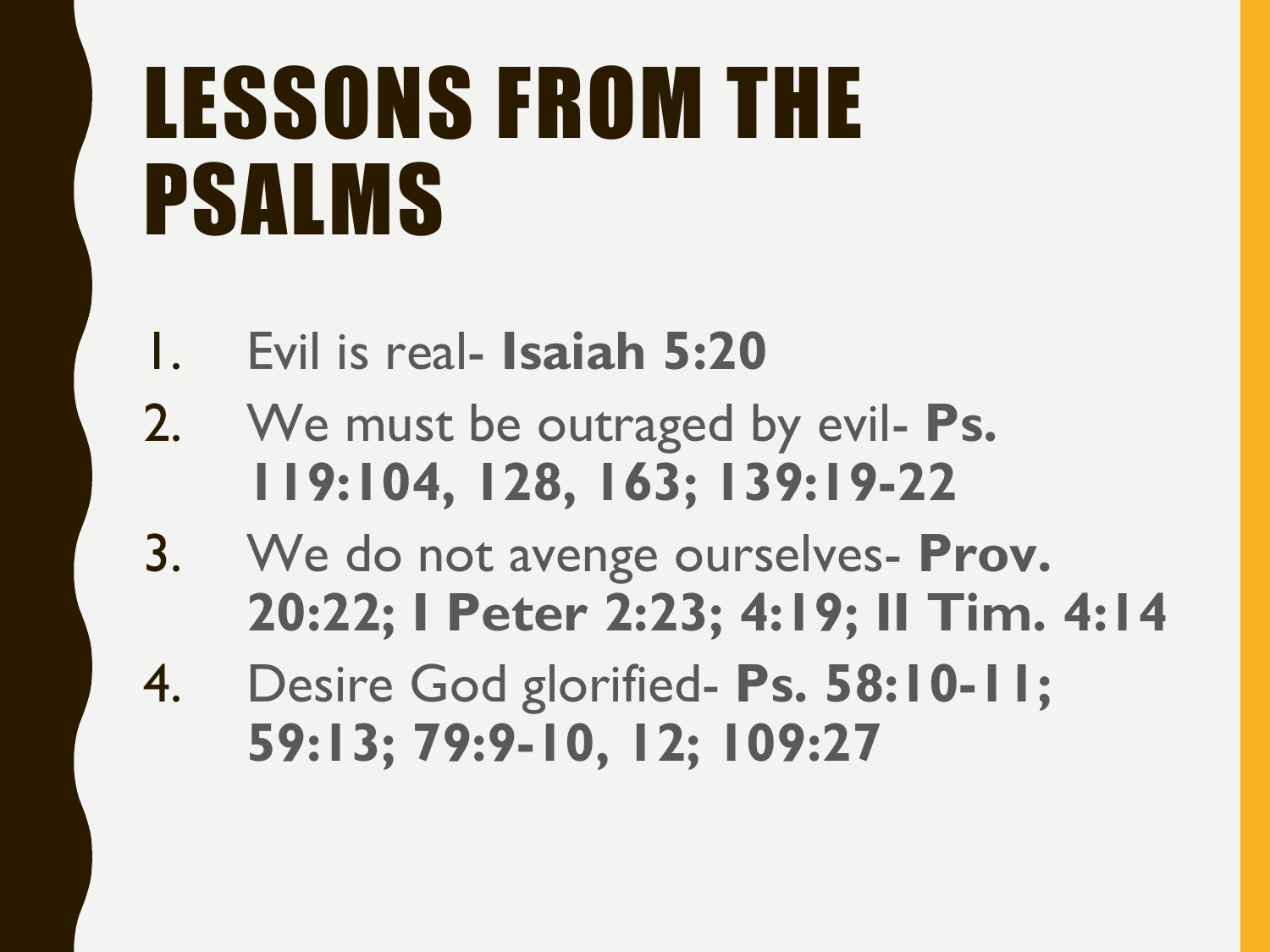# LESSONS FROM THE PSALMS

1. Evil is real- **Isaiah 5:20**
2. We must be outraged by evil- **Ps. 119:104, 128, 163; 139:19-22**
3. We do not avenge ourselves- **Prov. 20:22; I Peter 2:23; 4:19; II Tim. 4:14**
4. Desire God glorified- **Ps. 58:10-11; 59:13; 79:9-10, 12; 109:27**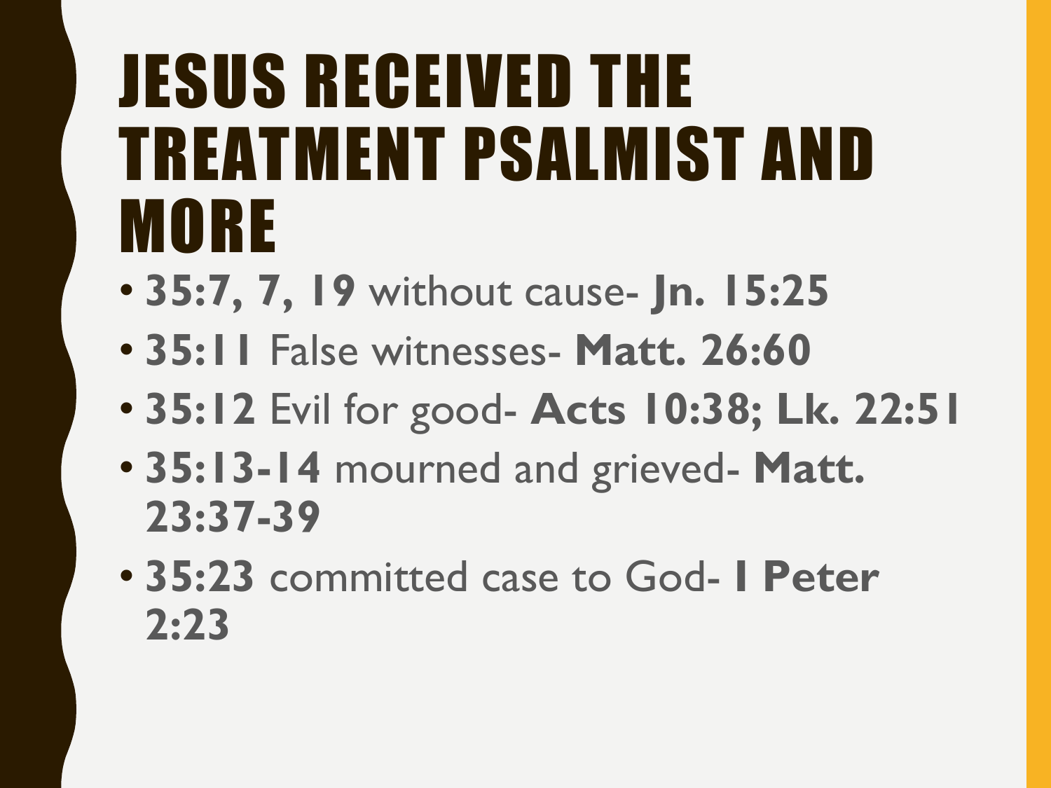# JESUS RECEIVED THE TREATMENT PSALMIST AND MORE

- **35:7, 7, 19** without cause- **Jn. 15:25**
- **35:11** False witnesses- **Matt. 26:60**
- **35:12** Evil for good- **Acts 10:38; Lk. 22:51**
- **35:13-14** mourned and grieved- **Matt. 23:37-39**
- **35:23** committed case to God- **I Peter 2:23**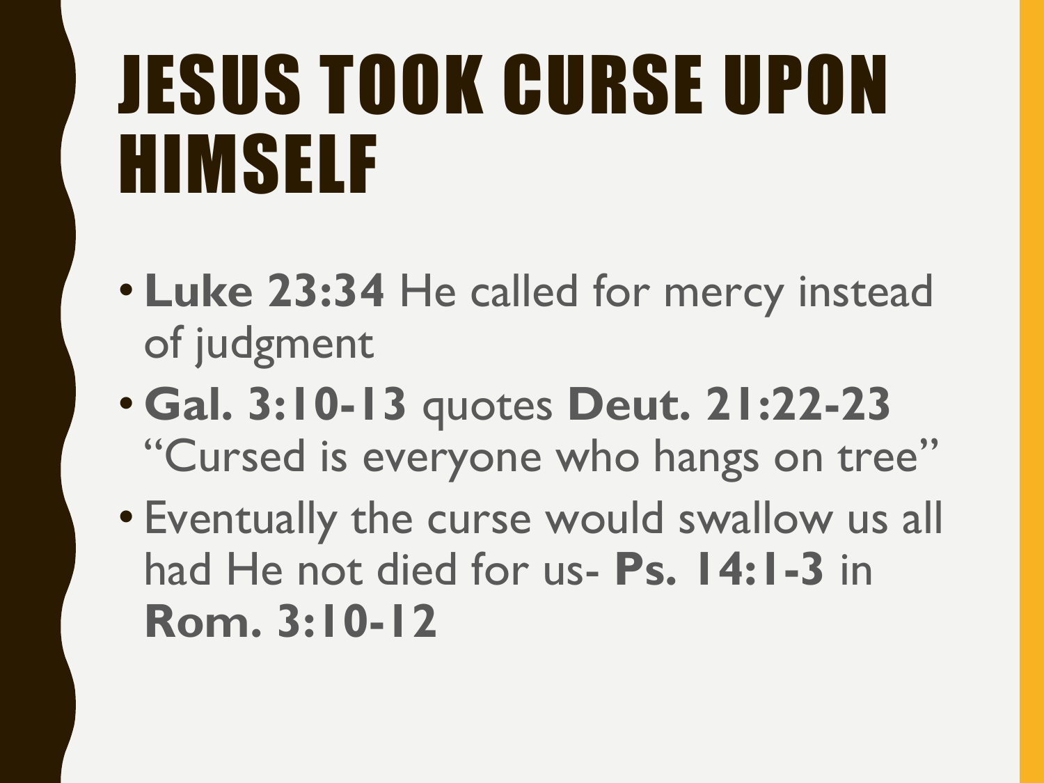# JESUS TOOK CURSE UPON HIMSELF

- **Luke 23:34** He called for mercy instead of judgment
- **Gal. 3:10-13** quotes **Deut. 21:22-23** "Cursed is everyone who hangs on tree"
- Eventually the curse would swallow us all had He not died for us- **Ps. 14:1-3** in **Rom. 3:10-12**